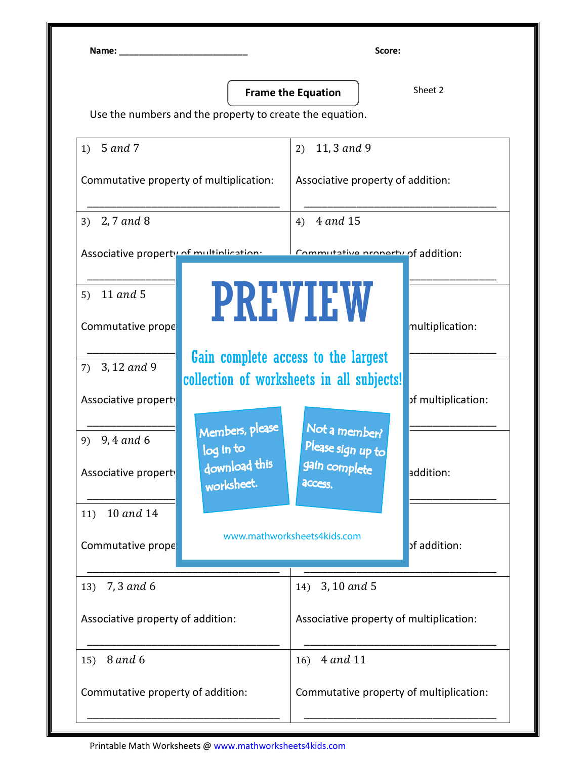Name: ___________________________ **Score:**

**Frame the Equation**

Sheet 2

Use the numbers and the property to create the equation.

| | |
|---|---|
| 1) $5 \text{ and } 7$<br><br>Commutative property of multiplication:<br><br>___________________________________ | 2) $11, 3 \text{ and } 9$<br><br>Associative property of addition:<br><br>___________________________________ |
| 3) $2, 7 \text{ and } 8$<br><br>Associative property of multiplication:<br><br>___________________________________ | 4) $4 \text{ and } 15$<br><br>Commutative property of addition:<br><br>___________________________________ |
| 5) $11 \text{ and } 5$<br><br>Commutative prope<br><br>___________________________________ | multiplication:<br><br>___________________________________ |
| 7) $3, 12 \text{ and } 9$<br><br>Associative property<br><br>___________________________________ | of multiplication:<br><br>___________________________________ |
| 9) $9, 4 \text{ and } 6$<br><br>Associative property<br><br>___________________________________ | addition:<br><br>___________________________________ |
| 11) $10 \text{ and } 14$<br><br>Commutative prope<br><br>___________________________________ | of addition:<br><br>___________________________________ |
| 13) $7, 3 \text{ and } 6$<br><br>Associative property of addition:<br><br>___________________________________ | 14) $3, 10 \text{ and } 5$<br><br>Associative property of multiplication:<br><br>___________________________________ |
| 15) $8 \text{ and } 6$<br><br>Commutative property of addition:<br><br>___________________________________ | 16) $4 \text{ and } 11$<br><br>Commutative property of multiplication:<br><br>___________________________________ |

**PREVIEW**

Gain complete access to the largest collection of worksheets in all subjects!

Members, please log in to download this worksheet.

Not a member? Please sign up to gain complete access.

www.mathworksheets4kids.com

Printable Math Worksheets @ www.mathworksheets4kids.com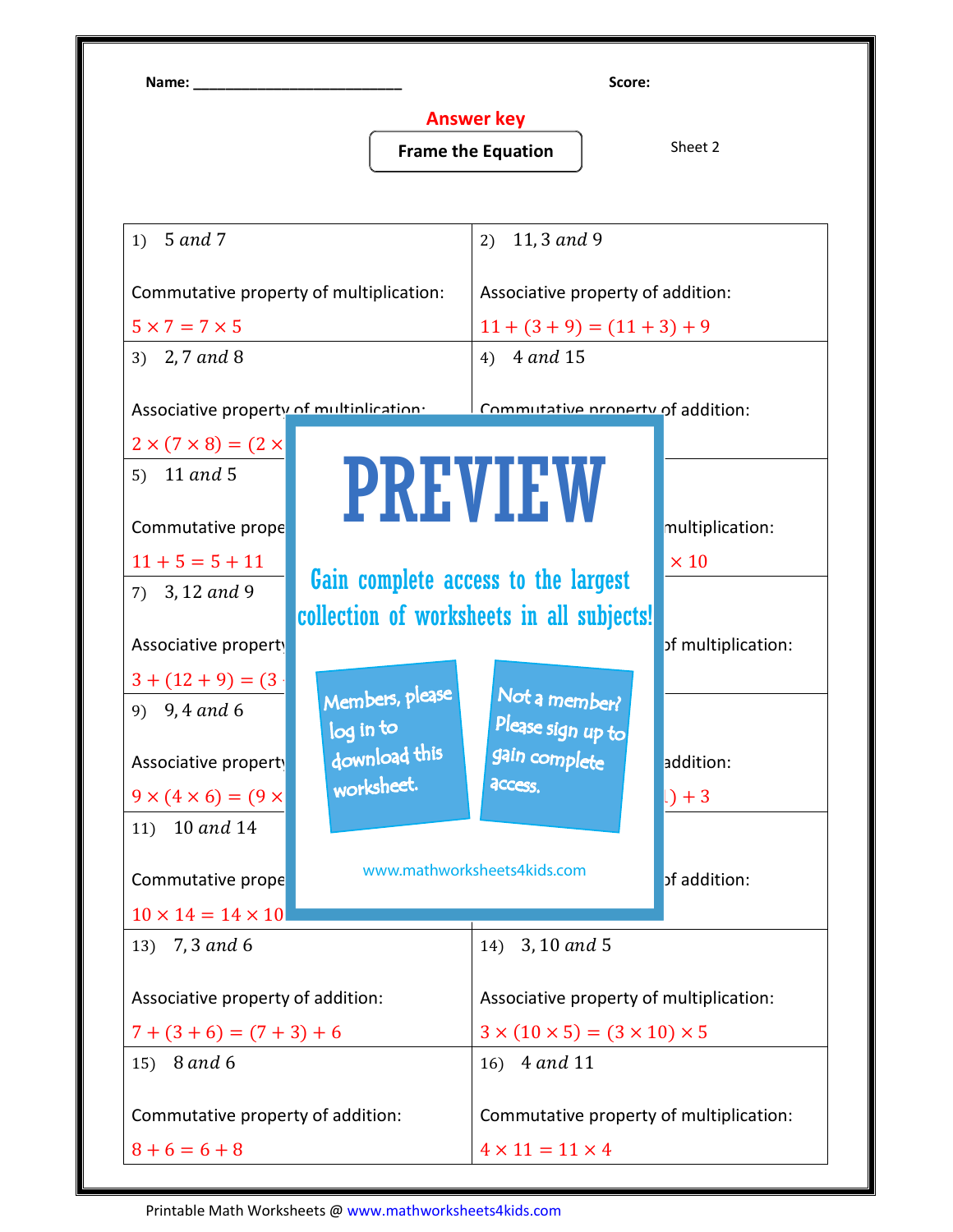Name: ___________________________ Score:

**Answer key**

**Frame the Equation**

Sheet 2

| | |
|---|---|
| 1) $5 \text{ and } 7$<br><br>Commutative property of multiplication:<br>$5 \times 7 = 7 \times 5$ | 2) $11, 3 \text{ and } 9$<br><br>Associative property of addition:<br>$11 + (3 + 9) = (11 + 3) + 9$ |
| 3) $2, 7 \text{ and } 8$<br><br>Associative property of multiplication:<br>$2 \times (7 \times 8) = (2 \times$ | 4) $4 \text{ and } 15$<br><br>Commutative property of addition: |
| 5) $11 \text{ and } 5$<br><br>Commutative prope<br>$11 + 5 = 5 + 11$ | multiplication:<br>$\times 10$ |
| 7) $3, 12 \text{ and } 9$<br><br>Associative property<br>$3 + (12 + 9) = (3$ | of multiplication: |
| 9) $9, 4 \text{ and } 6$<br><br>Associative property<br>$9 \times (4 \times 6) = (9 \times$ | addition:<br>$) + 3$ |
| 11) $10 \text{ and } 14$<br><br>Commutative prope<br>$10 \times 14 = 14 \times 10$ | of addition: |
| 13) $7, 3 \text{ and } 6$<br><br>Associative property of addition:<br>$7 + (3 + 6) = (7 + 3) + 6$ | 14) $3, 10 \text{ and } 5$<br><br>Associative property of multiplication:<br>$3 \times (10 \times 5) = (3 \times 10) \times 5$ |
| 15) $8 \text{ and } 6$<br><br>Commutative property of addition:<br>$8 + 6 = 6 + 8$ | 16) $4 \text{ and } 11$<br><br>Commutative property of multiplication:<br>$4 \times 11 = 11 \times 4$ |

PREVIEW

Gain complete access to the largest collection of worksheets in all subjects!

Members, please log in to download this worksheet.

Not a member? Please sign up to gain complete access.

www.mathworksheets4kids.com